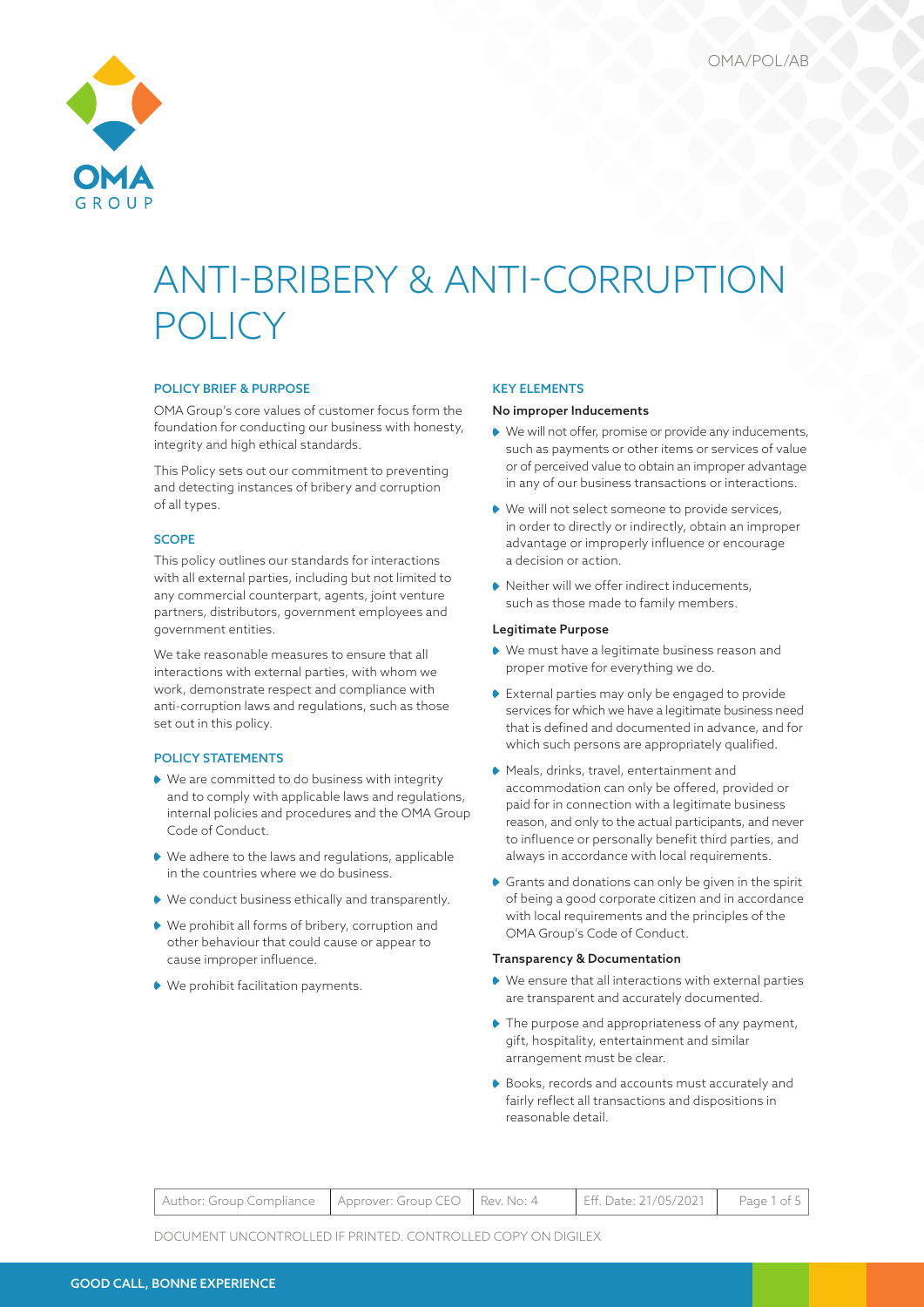# ANTI-BRIBERY & ANTI-CORRUPTION POLICY

## POLICY BRIEF & PURPOSE

OMA Group's core values of customer focus form the foundation for conducting our business with honesty, integrity and high ethical standards.

This Policy sets out our commitment to preventing and detecting instances of bribery and corruption of all types.

## SCOPE

This policy outlines our standards for interactions with all external parties, including but not limited to any commercial counterpart, agents, joint venture partners, distributors, government employees and government entities.

We take reasonable measures to ensure that all interactions with external parties, with whom we work, demonstrate respect and compliance with anti-corruption laws and regulations, such as those set out in this policy.

## POLICY STATEMENTS

- We are committed to do business with integrity and to comply with applicable laws and regulations, internal policies and procedures and the OMA Group Code of Conduct.
- We adhere to the laws and regulations, applicable in the countries where we do business.
- We conduct business ethically and transparently.
- We prohibit all forms of bribery, corruption and other behaviour that could cause or appear to cause improper influence.
- We prohibit facilitation payments.

## KEY ELEMENTS

### No improper Inducements

- We will not offer, promise or provide any inducements, such as payments or other items or services of value or of perceived value to obtain an improper advantage in any of our business transactions or interactions.
- We will not select someone to provide services, in order to directly or indirectly, obtain an improper advantage or improperly influence or encourage a decision or action.
- Neither will we offer indirect inducements, such as those made to family members.

### Legitimate Purpose

- We must have a legitimate business reason and proper motive for everything we do.
- External parties may only be engaged to provide services for which we have a legitimate business need that is defined and documented in advance, and for which such persons are appropriately qualified.
- Meals, drinks, travel, entertainment and accommodation can only be offered, provided or paid for in connection with a legitimate business reason, and only to the actual participants, and never to influence or personally benefit third parties, and always in accordance with local requirements.
- Grants and donations can only be given in the spirit of being a good corporate citizen and in accordance with local requirements and the principles of the OMA Group's Code of Conduct.

### Transparency & Documentation

- We ensure that all interactions with external parties are transparent and accurately documented.
- The purpose and appropriateness of any payment, gift, hospitality, entertainment and similar arrangement must be clear.
- Books, records and accounts must accurately and fairly reflect all transactions and dispositions in reasonable detail.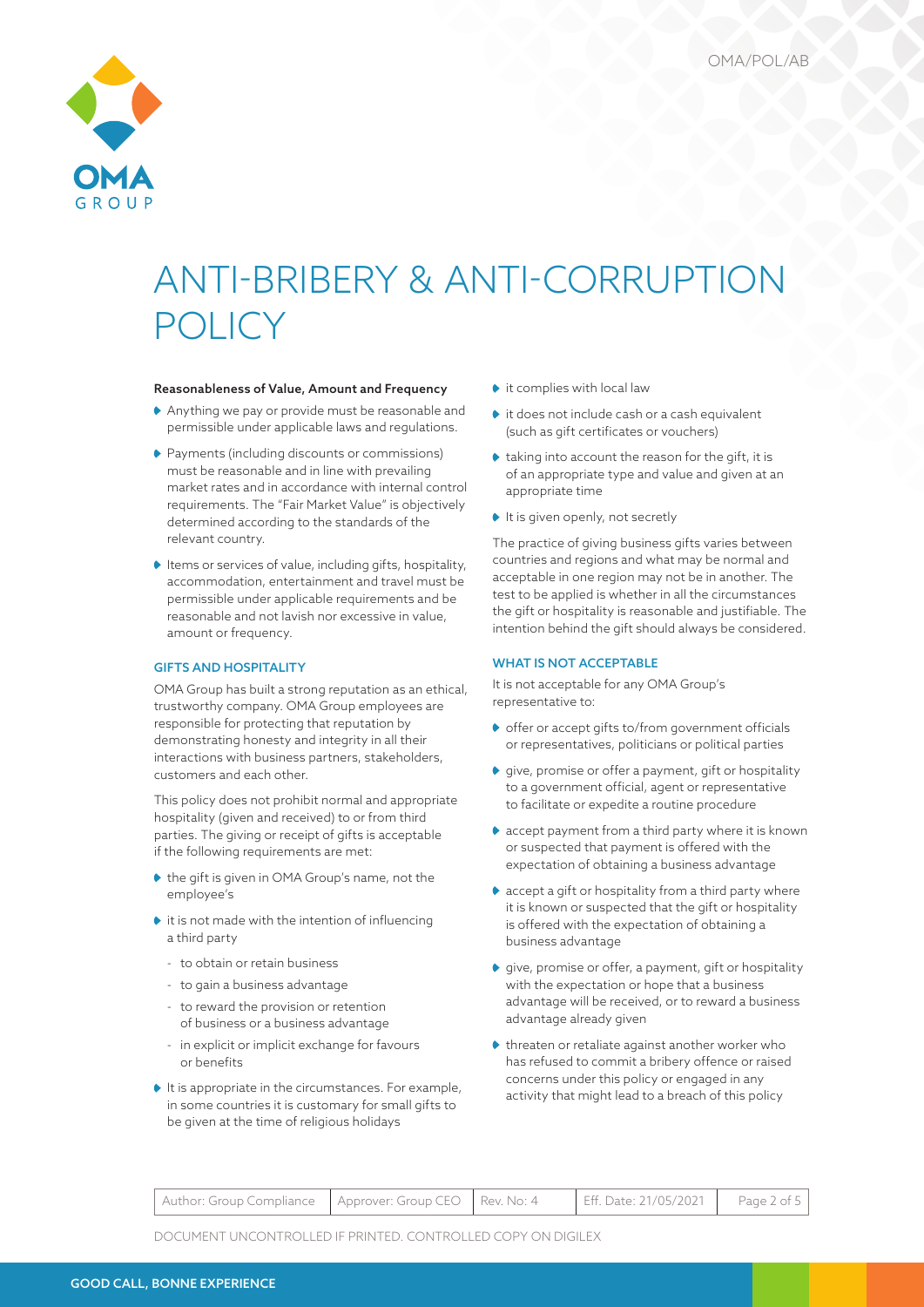# ANTI-BRIBERY & ANTI-CORRUPTION POLICY

**Reasonableness of Value, Amount and Frequency**

- Anything we pay or provide must be reasonable and permissible under applicable laws and regulations.
- Payments (including discounts or commissions) must be reasonable and in line with prevailing market rates and in accordance with internal control requirements. The "Fair Market Value" is objectively determined according to the standards of the relevant country.
- Items or services of value, including gifts, hospitality, accommodation, entertainment and travel must be permissible under applicable requirements and be reasonable and not lavish nor excessive in value, amount or frequency.

## GIFTS AND HOSPITALITY

OMA Group has built a strong reputation as an ethical, trustworthy company. OMA Group employees are responsible for protecting that reputation by demonstrating honesty and integrity in all their interactions with business partners, stakeholders, customers and each other.

This policy does not prohibit normal and appropriate hospitality (given and received) to or from third parties. The giving or receipt of gifts is acceptable if the following requirements are met:

- the gift is given in OMA Group's name, not the employee's
- it is not made with the intention of influencing a third party
  - to obtain or retain business
  - to gain a business advantage
  - to reward the provision or retention of business or a business advantage
  - in explicit or implicit exchange for favours or benefits
- It is appropriate in the circumstances. For example, in some countries it is customary for small gifts to be given at the time of religious holidays
- it complies with local law
- it does not include cash or a cash equivalent (such as gift certificates or vouchers)
- taking into account the reason for the gift, it is of an appropriate type and value and given at an appropriate time
- It is given openly, not secretly

The practice of giving business gifts varies between countries and regions and what may be normal and acceptable in one region may not be in another. The test to be applied is whether in all the circumstances the gift or hospitality is reasonable and justifiable. The intention behind the gift should always be considered.

## WHAT IS NOT ACCEPTABLE

It is not acceptable for any OMA Group's representative to:

- offer or accept gifts to/from government officials or representatives, politicians or political parties
- give, promise or offer a payment, gift or hospitality to a government official, agent or representative to facilitate or expedite a routine procedure
- accept payment from a third party where it is known or suspected that payment is offered with the expectation of obtaining a business advantage
- accept a gift or hospitality from a third party where it is known or suspected that the gift or hospitality is offered with the expectation of obtaining a business advantage
- give, promise or offer, a payment, gift or hospitality with the expectation or hope that a business advantage will be received, or to reward a business advantage already given
- threaten or retaliate against another worker who has refused to commit a bribery offence or raised concerns under this policy or engaged in any activity that might lead to a breach of this policy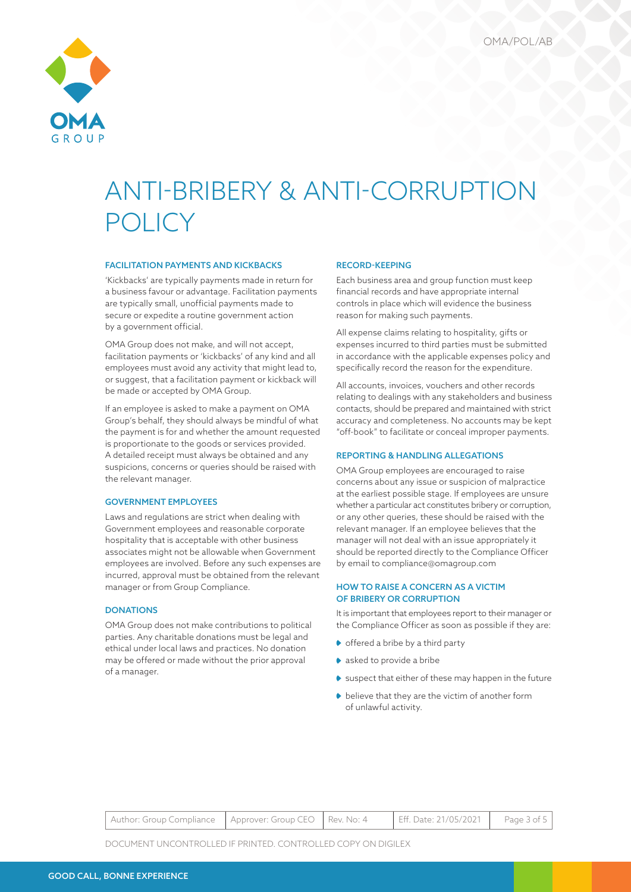# ANTI-BRIBERY & ANTI-CORRUPTION POLICY

### FACILITATION PAYMENTS AND KICKBACKS

'Kickbacks' are typically payments made in return for a business favour or advantage. Facilitation payments are typically small, unofficial payments made to secure or expedite a routine government action by a government official.

OMA Group does not make, and will not accept, facilitation payments or 'kickbacks' of any kind and all employees must avoid any activity that might lead to, or suggest, that a facilitation payment or kickback will be made or accepted by OMA Group.

If an employee is asked to make a payment on OMA Group's behalf, they should always be mindful of what the payment is for and whether the amount requested is proportionate to the goods or services provided. A detailed receipt must always be obtained and any suspicions, concerns or queries should be raised with the relevant manager.

### GOVERNMENT EMPLOYEES

Laws and regulations are strict when dealing with Government employees and reasonable corporate hospitality that is acceptable with other business associates might not be allowable when Government employees are involved. Before any such expenses are incurred, approval must be obtained from the relevant manager or from Group Compliance.

### DONATIONS

OMA Group does not make contributions to political parties. Any charitable donations must be legal and ethical under local laws and practices. No donation may be offered or made without the prior approval of a manager.

### RECORD-KEEPING

Each business area and group function must keep financial records and have appropriate internal controls in place which will evidence the business reason for making such payments.

All expense claims relating to hospitality, gifts or expenses incurred to third parties must be submitted in accordance with the applicable expenses policy and specifically record the reason for the expenditure.

All accounts, invoices, vouchers and other records relating to dealings with any stakeholders and business contacts, should be prepared and maintained with strict accuracy and completeness. No accounts may be kept "off-book" to facilitate or conceal improper payments.

### REPORTING & HANDLING ALLEGATIONS

OMA Group employees are encouraged to raise concerns about any issue or suspicion of malpractice at the earliest possible stage. If employees are unsure whether a particular act constitutes bribery or corruption, or any other queries, these should be raised with the relevant manager. If an employee believes that the manager will not deal with an issue appropriately it should be reported directly to the Compliance Officer by email to compliance@omagroup.com

### HOW TO RAISE A CONCERN AS A VICTIM OF BRIBERY OR CORRUPTION

It is important that employees report to their manager or the Compliance Officer as soon as possible if they are:

- offered a bribe by a third party
- asked to provide a bribe
- suspect that either of these may happen in the future
- believe that they are the victim of another form of unlawful activity.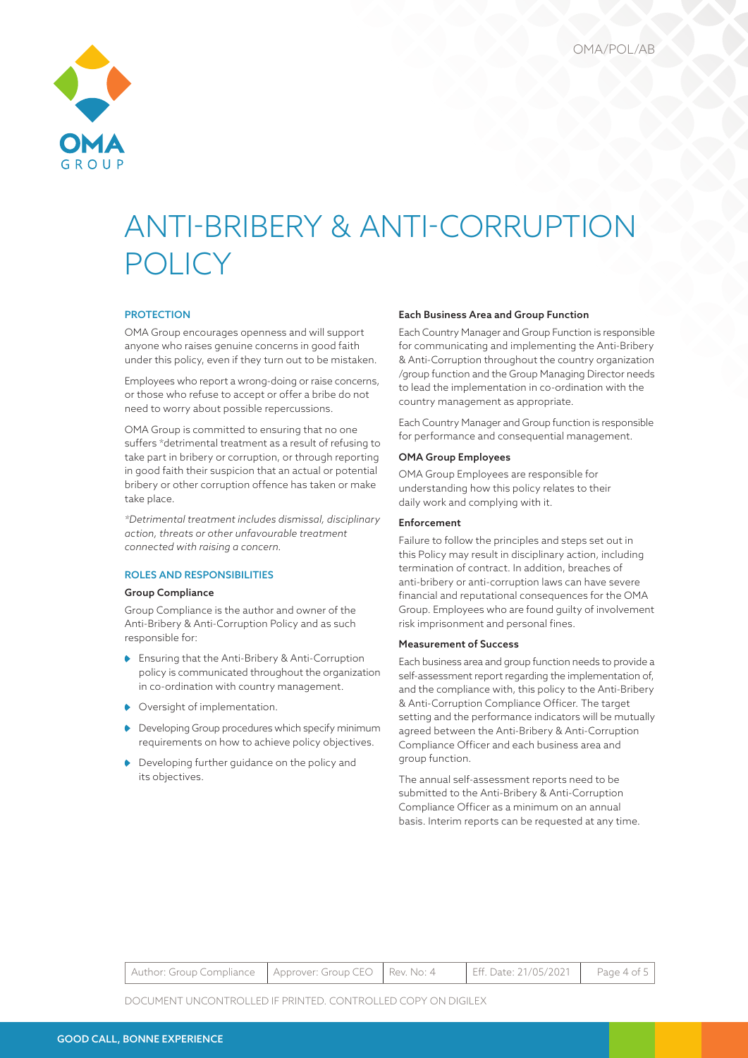# ANTI-BRIBERY & ANTI-CORRUPTION POLICY

## PROTECTION

OMA Group encourages openness and will support anyone who raises genuine concerns in good faith under this policy, even if they turn out to be mistaken.

Employees who report a wrong-doing or raise concerns, or those who refuse to accept or offer a bribe do not need to worry about possible repercussions.

OMA Group is committed to ensuring that no one suffers *detrimental treatment as a result of refusing to take part in bribery or corruption, or through reporting in good faith their suspicion that an actual or potential bribery or other corruption offence has taken or make take place.

*\*Detrimental treatment includes dismissal, disciplinary action, threats or other unfavourable treatment connected with raising a concern.*

## ROLES AND RESPONSIBILITIES

### Group Compliance

Group Compliance is the author and owner of the Anti-Bribery & Anti-Corruption Policy and as such responsible for:

- Ensuring that the Anti-Bribery & Anti-Corruption policy is communicated throughout the organization in co-ordination with country management.
- Oversight of implementation.
- Developing Group procedures which specify minimum requirements on how to achieve policy objectives.
- Developing further guidance on the policy and its objectives.

### Each Business Area and Group Function

Each Country Manager and Group Function is responsible for communicating and implementing the Anti-Bribery & Anti-Corruption throughout the country organization /group function and the Group Managing Director needs to lead the implementation in co-ordination with the country management as appropriate.

Each Country Manager and Group function is responsible for performance and consequential management.

### OMA Group Employees

OMA Group Employees are responsible for understanding how this policy relates to their daily work and complying with it.

### Enforcement

Failure to follow the principles and steps set out in this Policy may result in disciplinary action, including termination of contract. In addition, breaches of anti-bribery or anti-corruption laws can have severe financial and reputational consequences for the OMA Group. Employees who are found guilty of involvement risk imprisonment and personal fines.

### Measurement of Success

Each business area and group function needs to provide a self-assessment report regarding the implementation of, and the compliance with, this policy to the Anti-Bribery & Anti-Corruption Compliance Officer. The target setting and the performance indicators will be mutually agreed between the Anti-Bribery & Anti-Corruption Compliance Officer and each business area and group function.

The annual self-assessment reports need to be submitted to the Anti-Bribery & Anti-Corruption Compliance Officer as a minimum on an annual basis. Interim reports can be requested at any time.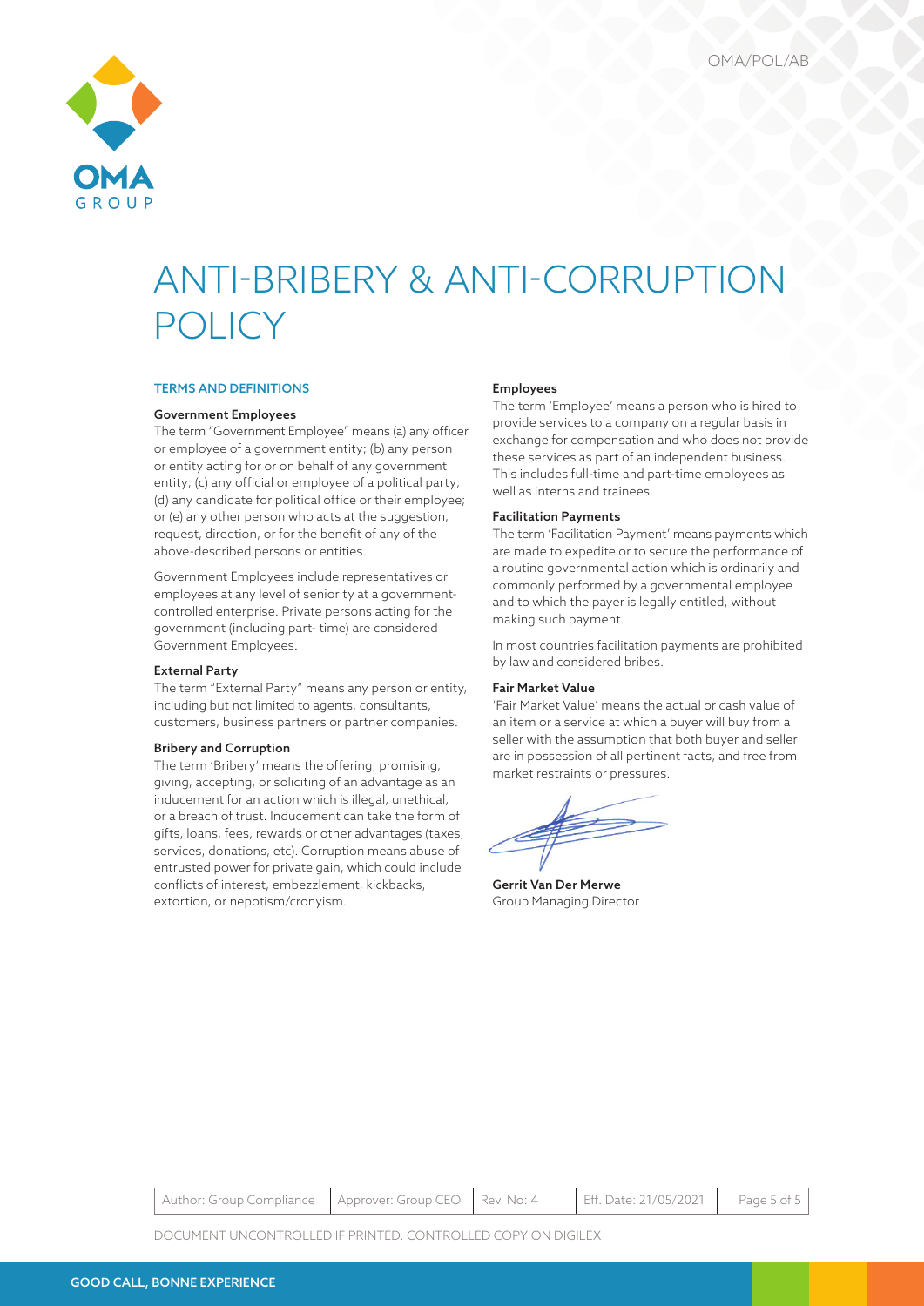# ANTI-BRIBERY & ANTI-CORRUPTION POLICY

## TERMS AND DEFINITIONS

### Government Employees

The term "Government Employee" means (a) any officer or employee of a government entity; (b) any person or entity acting for or on behalf of any government entity; (c) any official or employee of a political party; (d) any candidate for political office or their employee; or (e) any other person who acts at the suggestion, request, direction, or for the benefit of any of the above-described persons or entities.

Government Employees include representatives or employees at any level of seniority at a government-controlled enterprise. Private persons acting for the government (including part- time) are considered Government Employees.

### External Party

The term "External Party" means any person or entity, including but not limited to agents, consultants, customers, business partners or partner companies.

### Bribery and Corruption

The term 'Bribery' means the offering, promising, giving, accepting, or soliciting of an advantage as an inducement for an action which is illegal, unethical, or a breach of trust. Inducement can take the form of gifts, loans, fees, rewards or other advantages (taxes, services, donations, etc). Corruption means abuse of entrusted power for private gain, which could include conflicts of interest, embezzlement, kickbacks, extortion, or nepotism/cronyism.

### Employees

The term 'Employee' means a person who is hired to provide services to a company on a regular basis in exchange for compensation and who does not provide these services as part of an independent business. This includes full-time and part-time employees as well as interns and trainees.

### Facilitation Payments

The term 'Facilitation Payment' means payments which are made to expedite or to secure the performance of a routine governmental action which is ordinarily and commonly performed by a governmental employee and to which the payer is legally entitled, without making such payment.

In most countries facilitation payments are prohibited by law and considered bribes.

### Fair Market Value

'Fair Market Value' means the actual or cash value of an item or a service at which a buyer will buy from a seller with the assumption that both buyer and seller are in possession of all pertinent facts, and free from market restraints or pressures.

**Gerrit Van Der Merwe**
Group Managing Director

| | | | | |
|---|---|---|---|---|
| Author: Group Compliance | Approver: Group CEO | Rev. No: 4 | Eff. Date: 21/05/2021 | Page 5 of 5 |

DOCUMENT UNCONTROLLED IF PRINTED. CONTROLLED COPY ON DIGILEX